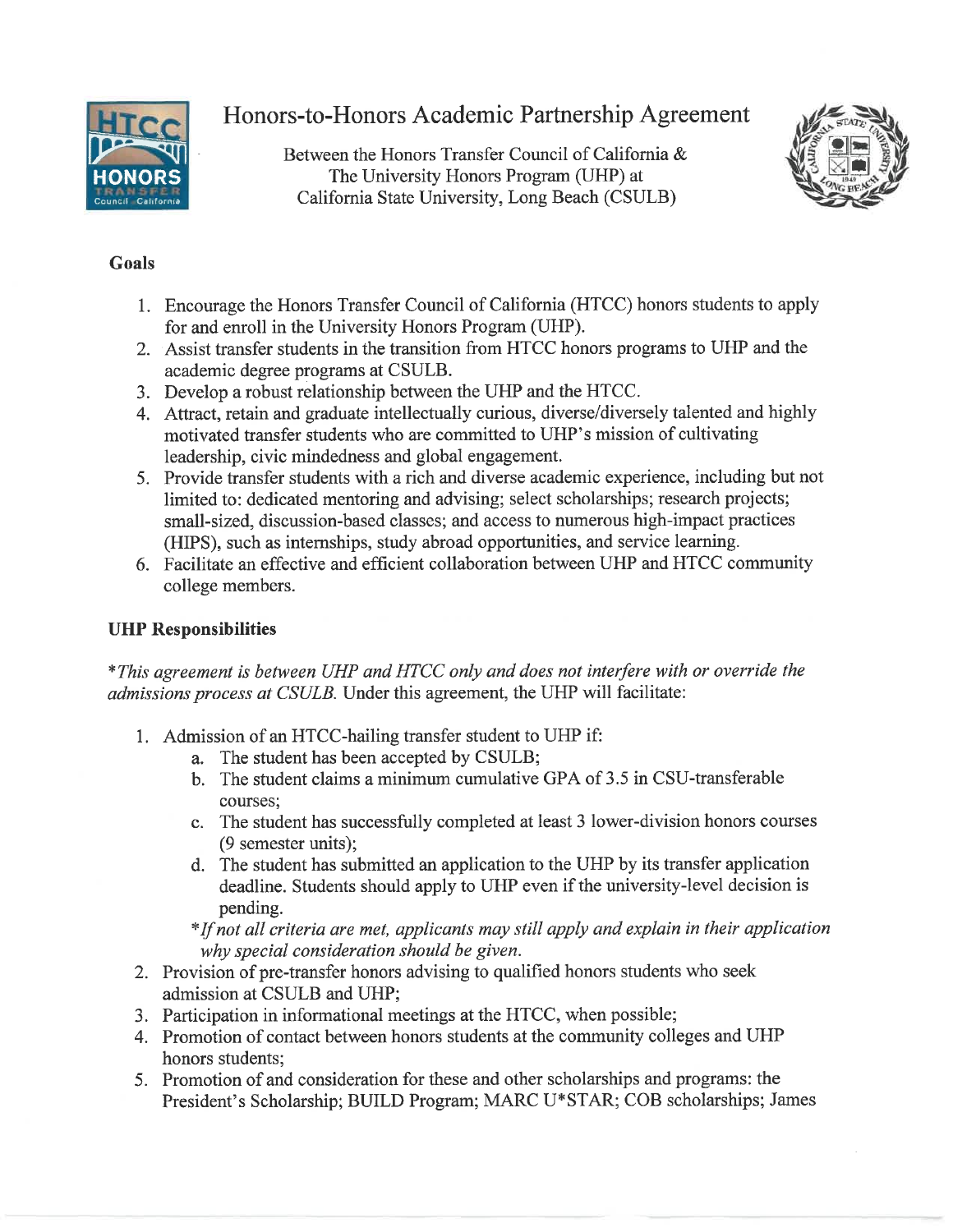# Honors-to-Honors Academic Partnership Agreement

Between the Honors Transfer Council of California &
The University Honors Program (UHP) at
California State University, Long Beach (CSULB)

## Goals

1. Encourage the Honors Transfer Council of California (HTCC) honors students to apply for and enroll in the University Honors Program (UHP).
2. Assist transfer students in the transition from HTCC honors programs to UHP and the academic degree programs at CSULB.
3. Develop a robust relationship between the UHP and the HTCC.
4. Attract, retain and graduate intellectually curious, diverse/diversely talented and highly motivated transfer students who are committed to UHP's mission of cultivating leadership, civic mindedness and global engagement.
5. Provide transfer students with a rich and diverse academic experience, including but not limited to: dedicated mentoring and advising; select scholarships; research projects; small-sized, discussion-based classes; and access to numerous high-impact practices (HIPS), such as internships, study abroad opportunities, and service learning.
6. Facilitate an effective and efficient collaboration between UHP and HTCC community college members.

## UHP Responsibilities

*\*This agreement is between UHP and HTCC only and does not interfere with or override the admissions process at CSULB.* Under this agreement, the UHP will facilitate:

1. Admission of an HTCC-hailing transfer student to UHP if:
   a. The student has been accepted by CSULB;
   b. The student claims a minimum cumulative GPA of 3.5 in CSU-transferable courses;
   c. The student has successfully completed at least 3 lower-division honors courses (9 semester units);
   d. The student has submitted an application to the UHP by its transfer application deadline. Students should apply to UHP even if the university-level decision is pending.

   *\*If not all criteria are met, applicants may still apply and explain in their application why special consideration should be given.*
2. Provision of pre-transfer honors advising to qualified honors students who seek admission at CSULB and UHP;
3. Participation in informational meetings at the HTCC, when possible;
4. Promotion of contact between honors students at the community colleges and UHP honors students;
5. Promotion of and consideration for these and other scholarships and programs: the President's Scholarship; BUILD Program; MARC U*STAR; COB scholarships; James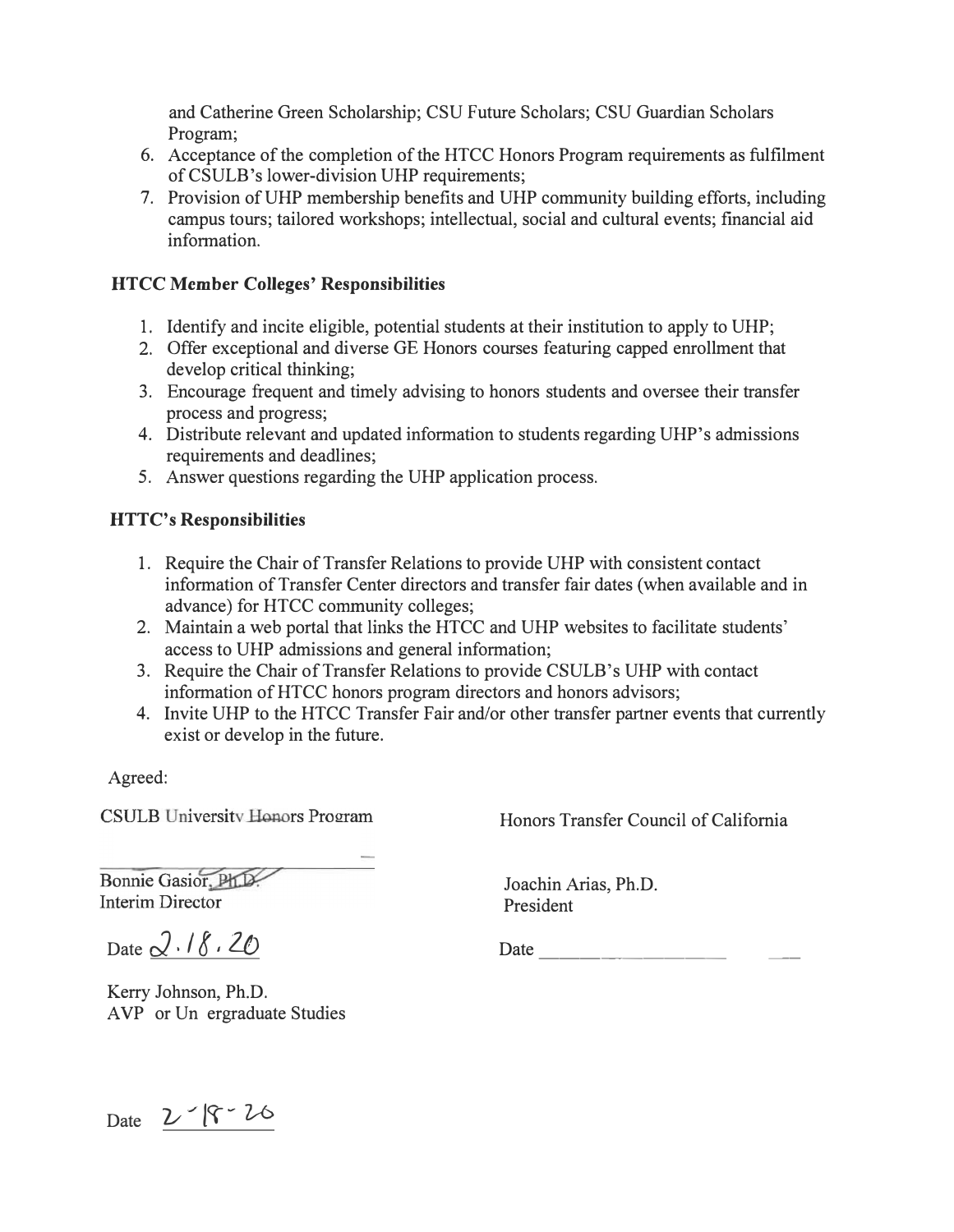and Catherine Green Scholarship; CSU Future Scholars; CSU Guardian Scholars Program;

6. Acceptance of the completion of the HTCC Honors Program requirements as fulfilment of CSULB's lower-division UHP requirements;
7. Provision of UHP membership benefits and UHP community building efforts, including campus tours; tailored workshops; intellectual, social and cultural events; financial aid information.

**HTCC Member Colleges' Responsibilities**

1. Identify and incite eligible, potential students at their institution to apply to UHP;
2. Offer exceptional and diverse GE Honors courses featuring capped enrollment that develop critical thinking;
3. Encourage frequent and timely advising to honors students and oversee their transfer process and progress;
4. Distribute relevant and updated information to students regarding UHP's admissions requirements and deadlines;
5. Answer questions regarding the UHP application process.

**HTTC's Responsibilities**

1. Require the Chair of Transfer Relations to provide UHP with consistent contact information of Transfer Center directors and transfer fair dates (when available and in advance) for HTCC community colleges;
2. Maintain a web portal that links the HTCC and UHP websites to facilitate students' access to UHP admissions and general information;
3. Require the Chair of Transfer Relations to provide CSULB's UHP with contact information of HTCC honors program directors and honors advisors;
4. Invite UHP to the HTCC Transfer Fair and/or other transfer partner events that currently exist or develop in the future.

Agreed:

CSULB University Honors Program

Bonnie Gasior, Ph.D.
Interim Director

Date 2.18.20

Kerry Johnson, Ph.D.
AVP or Un ergraduate Studies

Date 2-18-20

Honors Transfer Council of California

Joachin Arias, Ph.D.
President

Date ____________________